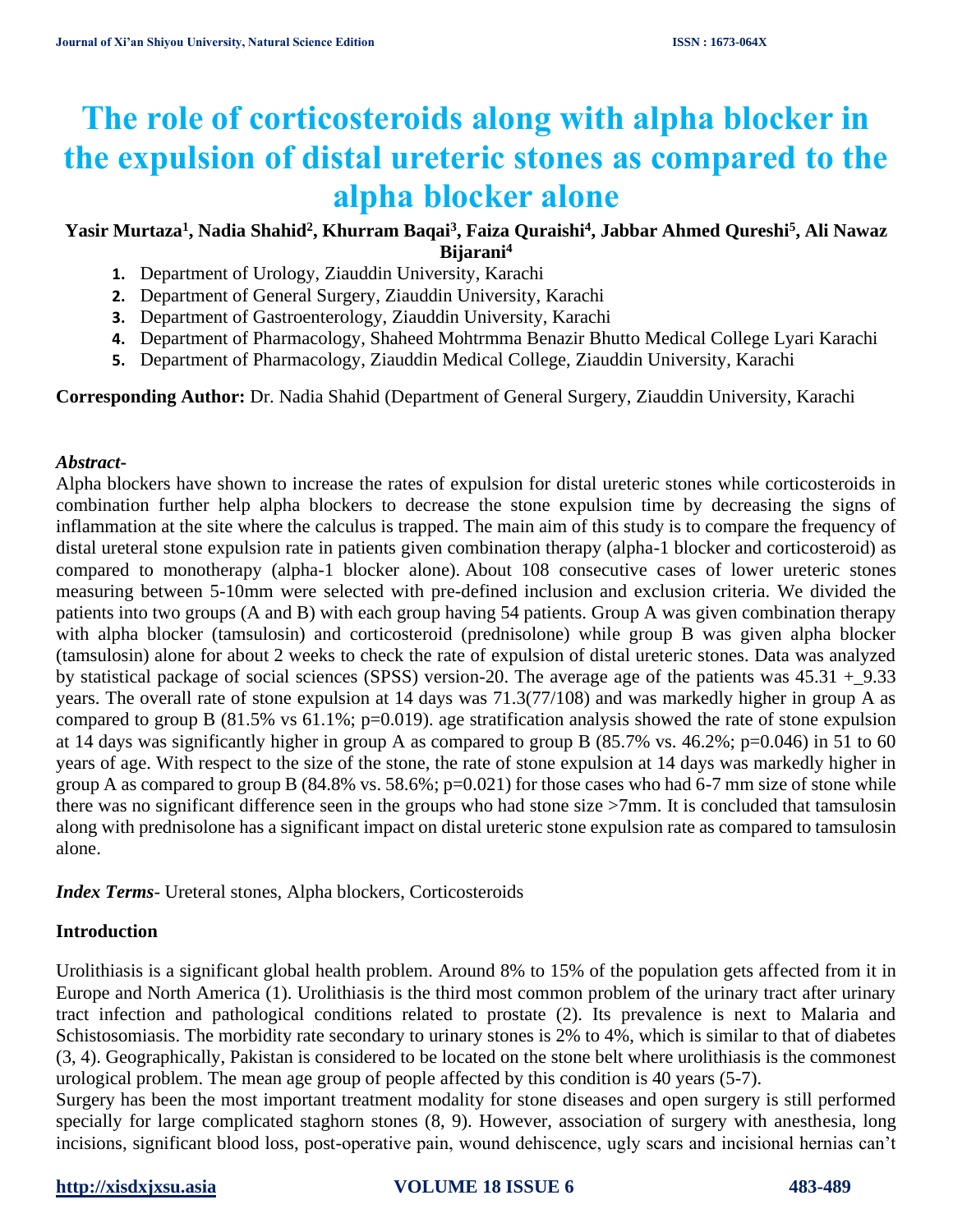# The role of corticosteroids along with alpha blocker in the expulsion of distal ureteric stones as compared to the alpha blocker alone

**Yasir Murtaza[1], Nadia Shahid[2], Khurram Baqai[3], Faiza Quraishi[4], Jabbar Ahmed Qureshi[5], Ali Nawaz Bijarani[4]**

1. Department of Urology, Ziauddin University, Karachi
2. Department of General Surgery, Ziauddin University, Karachi
3. Department of Gastroenterology, Ziauddin University, Karachi
4. Department of Pharmacology, Shaheed Mohtrmma Benazir Bhutto Medical College Lyari Karachi
5. Department of Pharmacology, Ziauddin Medical College, Ziauddin University, Karachi

**Corresponding Author:** Dr. Nadia Shahid (Department of General Surgery, Ziauddin University, Karachi

***Abstract-***
Alpha blockers have shown to increase the rates of expulsion for distal ureteric stones while corticosteroids in combination further help alpha blockers to decrease the stone expulsion time by decreasing the signs of inflammation at the site where the calculus is trapped. The main aim of this study is to compare the frequency of distal ureteral stone expulsion rate in patients given combination therapy (alpha-1 blocker and corticosteroid) as compared to monotherapy (alpha-1 blocker alone). About 108 consecutive cases of lower ureteric stones measuring between 5-10mm were selected with pre-defined inclusion and exclusion criteria. We divided the patients into two groups (A and B) with each group having 54 patients. Group A was given combination therapy with alpha blocker (tamsulosin) and corticosteroid (prednisolone) while group B was given alpha blocker (tamsulosin) alone for about 2 weeks to check the rate of expulsion of distal ureteric stones. Data was analyzed by statistical package of social sciences (SPSS) version-20. The average age of the patients was 45.31 +_9.33 years. The overall rate of stone expulsion at 14 days was 71.3(77/108) and was markedly higher in group A as compared to group B (81.5% vs 61.1%; p=0.019). age stratification analysis showed the rate of stone expulsion at 14 days was significantly higher in group A as compared to group B (85.7% vs. 46.2%; p=0.046) in 51 to 60 years of age. With respect to the size of the stone, the rate of stone expulsion at 14 days was markedly higher in group A as compared to group B (84.8% vs. 58.6%; p=0.021) for those cases who had 6-7 mm size of stone while there was no significant difference seen in the groups who had stone size >7mm. It is concluded that tamsulosin along with prednisolone has a significant impact on distal ureteric stone expulsion rate as compared to tamsulosin alone.

***Index Terms-*** Ureteral stones, Alpha blockers, Corticosteroids

## Introduction

Urolithiasis is a significant global health problem. Around 8% to 15% of the population gets affected from it in Europe and North America (1). Urolithiasis is the third most common problem of the urinary tract after urinary tract infection and pathological conditions related to prostate (2). Its prevalence is next to Malaria and Schistosomiasis. The morbidity rate secondary to urinary stones is 2% to 4%, which is similar to that of diabetes (3, 4). Geographically, Pakistan is considered to be located on the stone belt where urolithiasis is the commonest urological problem. The mean age group of people affected by this condition is 40 years (5-7).

Surgery has been the most important treatment modality for stone diseases and open surgery is still performed specially for large complicated staghorn stones (8, 9). However, association of surgery with anesthesia, long incisions, significant blood loss, post-operative pain, wound dehiscence, ugly scars and incisional hernias can't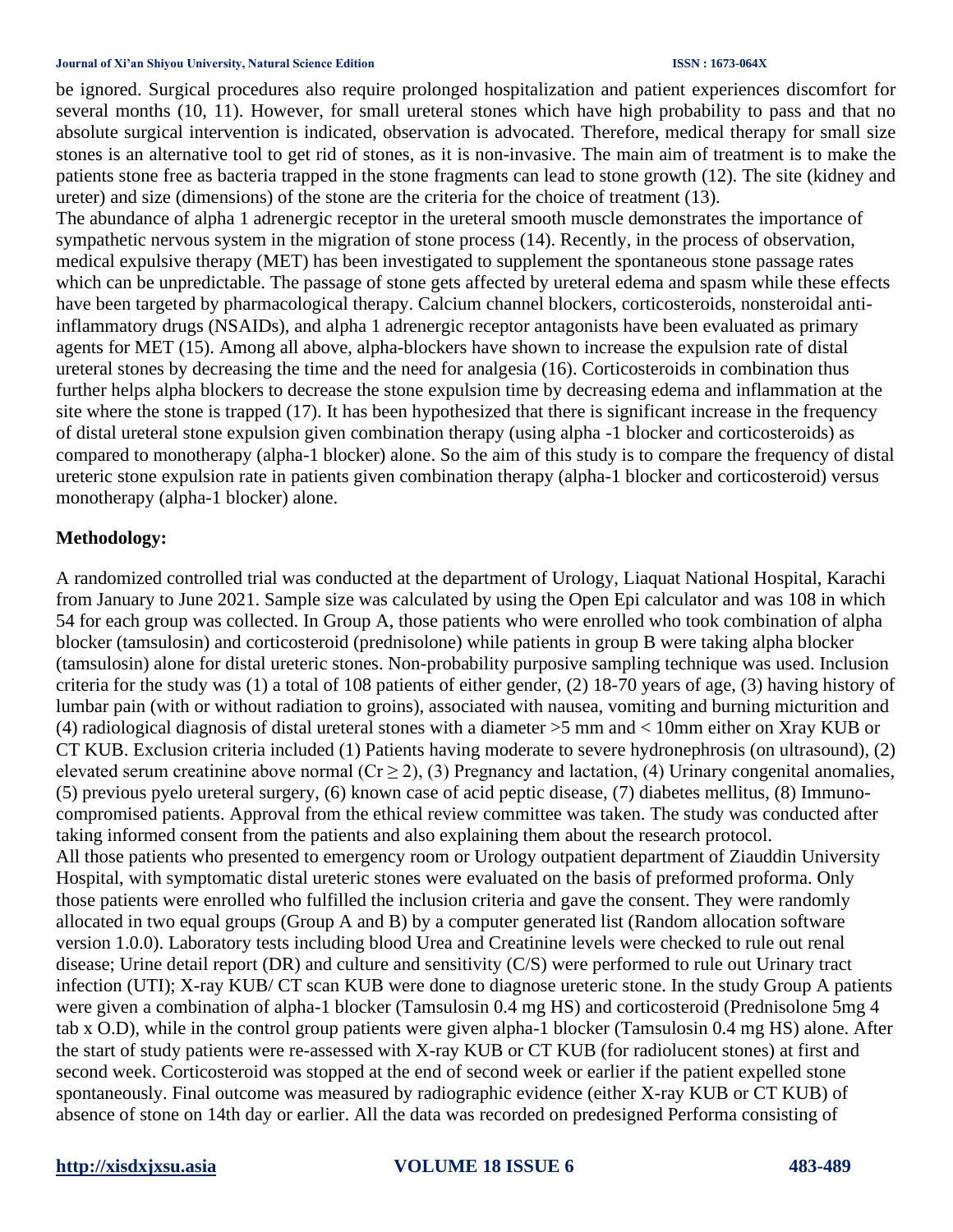be ignored. Surgical procedures also require prolonged hospitalization and patient experiences discomfort for several months (10, 11). However, for small ureteral stones which have high probability to pass and that no absolute surgical intervention is indicated, observation is advocated. Therefore, medical therapy for small size stones is an alternative tool to get rid of stones, as it is non-invasive. The main aim of treatment is to make the patients stone free as bacteria trapped in the stone fragments can lead to stone growth (12). The site (kidney and ureter) and size (dimensions) of the stone are the criteria for the choice of treatment (13).

The abundance of alpha 1 adrenergic receptor in the ureteral smooth muscle demonstrates the importance of sympathetic nervous system in the migration of stone process (14). Recently, in the process of observation, medical expulsive therapy (MET) has been investigated to supplement the spontaneous stone passage rates which can be unpredictable. The passage of stone gets affected by ureteral edema and spasm while these effects have been targeted by pharmacological therapy. Calcium channel blockers, corticosteroids, nonsteroidal anti-inflammatory drugs (NSAIDs), and alpha 1 adrenergic receptor antagonists have been evaluated as primary agents for MET (15). Among all above, alpha-blockers have shown to increase the expulsion rate of distal ureteral stones by decreasing the time and the need for analgesia (16). Corticosteroids in combination thus further helps alpha blockers to decrease the stone expulsion time by decreasing edema and inflammation at the site where the stone is trapped (17). It has been hypothesized that there is significant increase in the frequency of distal ureteral stone expulsion given combination therapy (using alpha -1 blocker and corticosteroids) as compared to monotherapy (alpha-1 blocker) alone. So the aim of this study is to compare the frequency of distal ureteric stone expulsion rate in patients given combination therapy (alpha-1 blocker and corticosteroid) versus monotherapy (alpha-1 blocker) alone.

## Methodology:

A randomized controlled trial was conducted at the department of Urology, Liaquat National Hospital, Karachi from January to June 2021. Sample size was calculated by using the Open Epi calculator and was 108 in which 54 for each group was collected. In Group A, those patients who were enrolled who took combination of alpha blocker (tamsulosin) and corticosteroid (prednisolone) while patients in group B were taking alpha blocker (tamsulosin) alone for distal ureteric stones. Non-probability purposive sampling technique was used. Inclusion criteria for the study was (1) a total of 108 patients of either gender, (2) 18-70 years of age, (3) having history of lumbar pain (with or without radiation to groins), associated with nausea, vomiting and burning micturition and (4) radiological diagnosis of distal ureteral stones with a diameter >5 mm and < 10mm either on Xray KUB or CT KUB. Exclusion criteria included (1) Patients having moderate to severe hydronephrosis (on ultrasound), (2) elevated serum creatinine above normal ($Cr \geq 2$), (3) Pregnancy and lactation, (4) Urinary congenital anomalies, (5) previous pyelo ureteral surgery, (6) known case of acid peptic disease, (7) diabetes mellitus, (8) Immuno-compromised patients. Approval from the ethical review committee was taken. The study was conducted after taking informed consent from the patients and also explaining them about the research protocol.

All those patients who presented to emergency room or Urology outpatient department of Ziauddin University Hospital, with symptomatic distal ureteric stones were evaluated on the basis of preformed proforma. Only those patients were enrolled who fulfilled the inclusion criteria and gave the consent. They were randomly allocated in two equal groups (Group A and B) by a computer generated list (Random allocation software version 1.0.0). Laboratory tests including blood Urea and Creatinine levels were checked to rule out renal disease; Urine detail report (DR) and culture and sensitivity (C/S) were performed to rule out Urinary tract infection (UTI); X-ray KUB/ CT scan KUB were done to diagnose ureteric stone. In the study Group A patients were given a combination of alpha-1 blocker (Tamsulosin 0.4 mg HS) and corticosteroid (Prednisolone 5mg 4 tab x O.D), while in the control group patients were given alpha-1 blocker (Tamsulosin 0.4 mg HS) alone. After the start of study patients were re-assessed with X-ray KUB or CT KUB (for radiolucent stones) at first and second week. Corticosteroid was stopped at the end of second week or earlier if the patient expelled stone spontaneously. Final outcome was measured by radiographic evidence (either X-ray KUB or CT KUB) of absence of stone on 14th day or earlier. All the data was recorded on predesigned Performa consisting of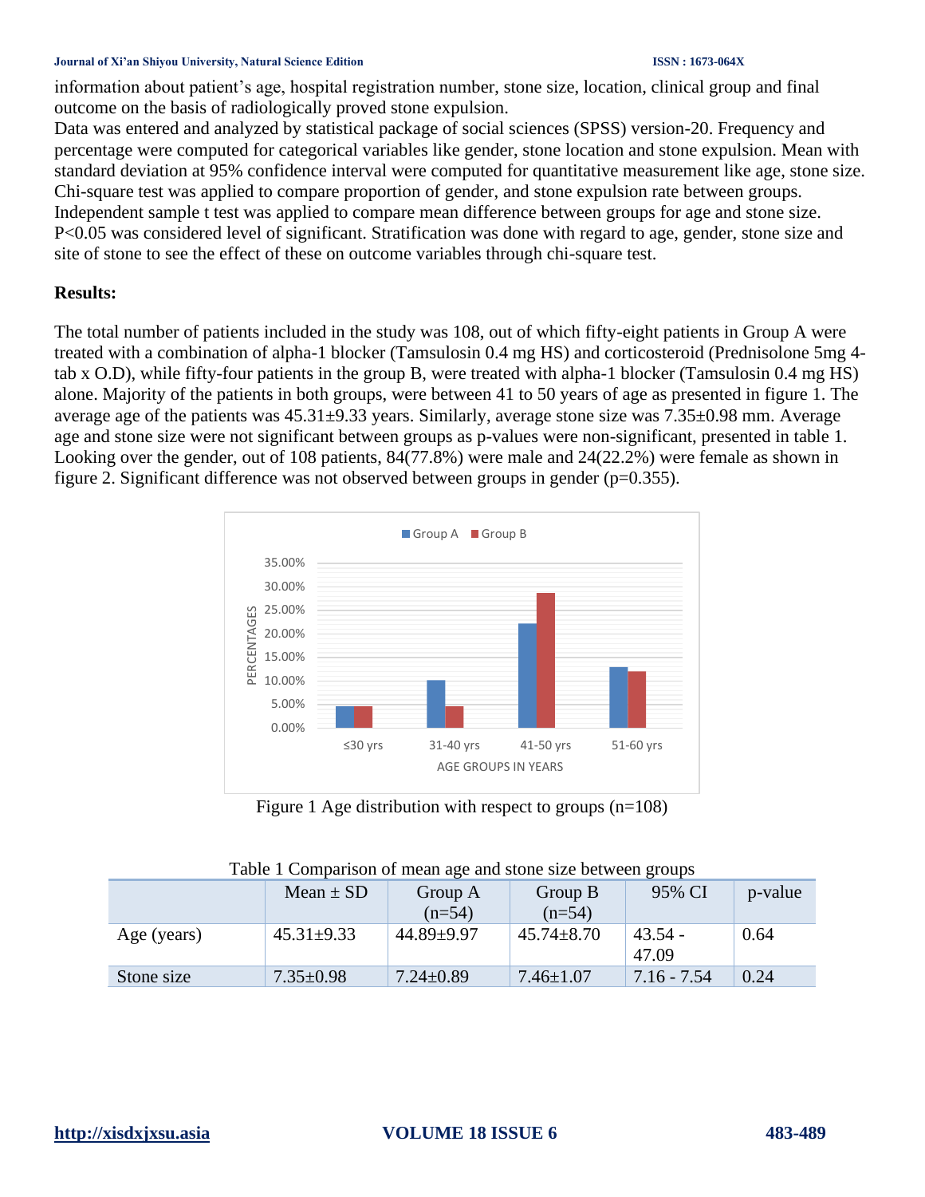information about patient's age, hospital registration number, stone size, location, clinical group and final outcome on the basis of radiologically proved stone expulsion.

Data was entered and analyzed by statistical package of social sciences (SPSS) version-20. Frequency and percentage were computed for categorical variables like gender, stone location and stone expulsion. Mean with standard deviation at 95% confidence interval were computed for quantitative measurement like age, stone size. Chi-square test was applied to compare proportion of gender, and stone expulsion rate between groups. Independent sample t test was applied to compare mean difference between groups for age and stone size. P<0.05 was considered level of significant. Stratification was done with regard to age, gender, stone size and site of stone to see the effect of these on outcome variables through chi-square test.

**Results:**

The total number of patients included in the study was 108, out of which fifty-eight patients in Group A were treated with a combination of alpha-1 blocker (Tamsulosin 0.4 mg HS) and corticosteroid (Prednisolone 5mg 4-tab x O.D), while fifty-four patients in the group B, were treated with alpha-1 blocker (Tamsulosin 0.4 mg HS) alone. Majority of the patients in both groups, were between 41 to 50 years of age as presented in figure 1. The average age of the patients was 45.31±9.33 years. Similarly, average stone size was 7.35±0.98 mm. Average age and stone size were not significant between groups as p-values were non-significant, presented in table 1. Looking over the gender, out of 108 patients, 84(77.8%) were male and 24(22.2%) were female as shown in figure 2. Significant difference was not observed between groups in gender (p=0.355).

Figure 1 Age distribution with respect to groups (n=108)

Table 1 Comparison of mean age and stone size between groups

| | Mean ± SD | Group A (n=54) | Group B (n=54) | 95% CI | p-value |
|---|---|---|---|---|---|
| Age (years) | 45.31±9.33 | 44.89±9.97 | 45.74±8.70 | 43.54 - 47.09 | 0.64 |
| Stone size | 7.35±0.98 | 7.24±0.89 | 7.46±1.07 | 7.16 - 7.54 | 0.24 |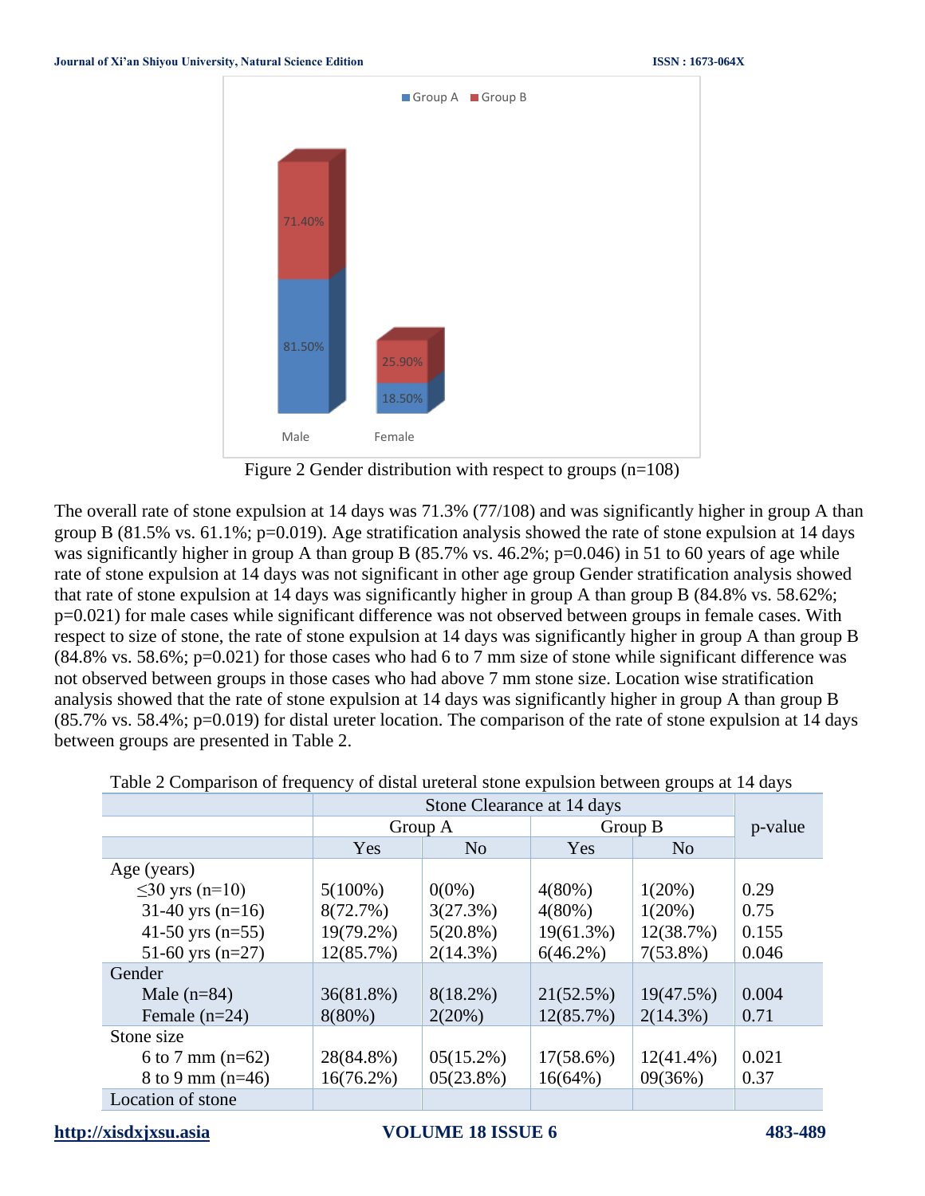Figure 2 Gender distribution with respect to groups (n=108)

The overall rate of stone expulsion at 14 days was 71.3% (77/108) and was significantly higher in group A than group B (81.5% vs. 61.1%; p=0.019). Age stratification analysis showed the rate of stone expulsion at 14 days was significantly higher in group A than group B (85.7% vs. 46.2%; p=0.046) in 51 to 60 years of age while rate of stone expulsion at 14 days was not significant in other age group Gender stratification analysis showed that rate of stone expulsion at 14 days was significantly higher in group A than group B (84.8% vs. 58.62%; p=0.021) for male cases while significant difference was not observed between groups in female cases. With respect to size of stone, the rate of stone expulsion at 14 days was significantly higher in group A than group B (84.8% vs. 58.6%; p=0.021) for those cases who had 6 to 7 mm size of stone while significant difference was not observed between groups in those cases who had above 7 mm stone size. Location wise stratification analysis showed that the rate of stone expulsion at 14 days was significantly higher in group A than group B (85.7% vs. 58.4%; p=0.019) for distal ureter location. The comparison of the rate of stone expulsion at 14 days between groups are presented in Table 2.

Table 2 Comparison of frequency of distal ureteral stone expulsion between groups at 14 days

| | Stone Clearance at 14 days | | | | p-value |
|---|---|---|---|---|---|
| | Group A | | Group B | | |
| | Yes | No | Yes | No | |
| Age (years) | | | | | |
| ≤30 yrs (n=10) | 5(100%) | 0(0%) | 4(80%) | 1(20%) | 0.29 |
| 31-40 yrs (n=16) | 8(72.7%) | 3(27.3%) | 4(80%) | 1(20%) | 0.75 |
| 41-50 yrs (n=55) | 19(79.2%) | 5(20.8%) | 19(61.3%) | 12(38.7%) | 0.155 |
| 51-60 yrs (n=27) | 12(85.7%) | 2(14.3%) | 6(46.2%) | 7(53.8%) | 0.046 |
| Gender | | | | | |
| Male (n=84) | 36(81.8%) | 8(18.2%) | 21(52.5%) | 19(47.5%) | 0.004 |
| Female (n=24) | 8(80%) | 2(20%) | 12(85.7%) | 2(14.3%) | 0.71 |
| Stone size | | | | | |
| 6 to 7 mm (n=62) | 28(84.8%) | 05(15.2%) | 17(58.6%) | 12(41.4%) | 0.021 |
| 8 to 9 mm (n=46) | 16(76.2%) | 05(23.8%) | 16(64%) | 09(36%) | 0.37 |
| Location of stone | | | | | |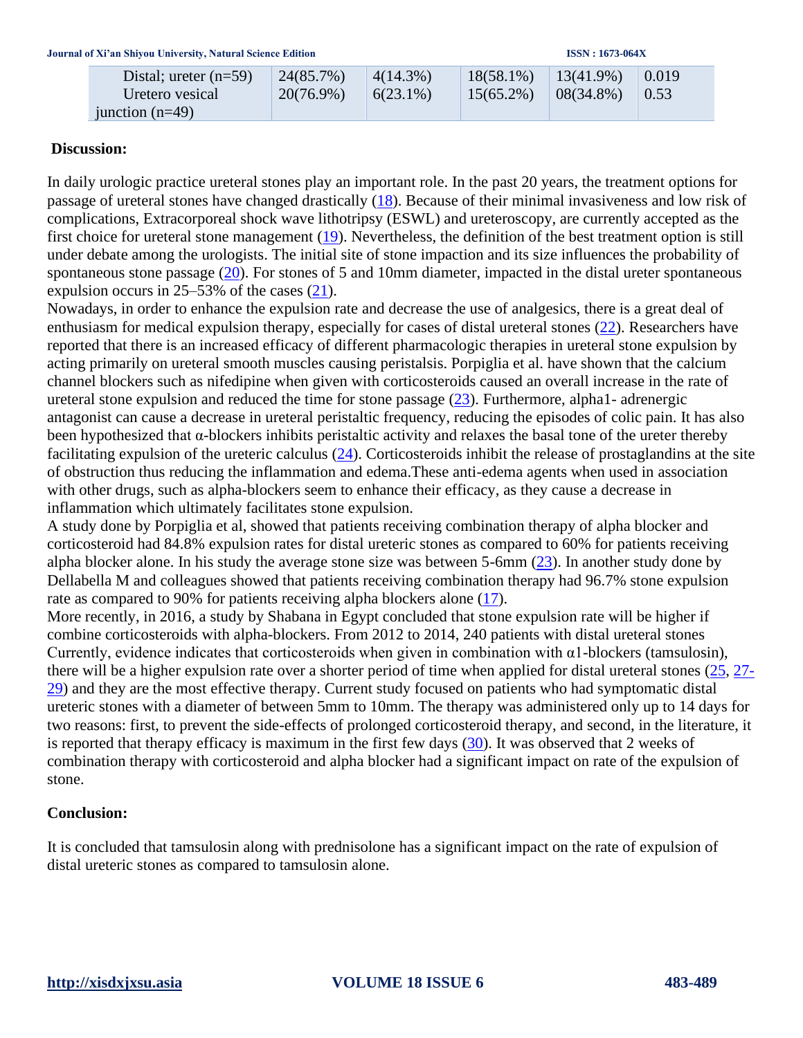| Distal; ureter (n=59) | 24(85.7%) | 4(14.3%) | 18(58.1%) | 13(41.9%) | 0.019 |
|---|---|---|---|---|---|
| Uretero vesical junction (n=49) | 20(76.9%) | 6(23.1%) | 15(65.2%) | 08(34.8%) | 0.53 |

## Discussion:

In daily urologic practice ureteral stones play an important role. In the past 20 years, the treatment options for passage of ureteral stones have changed drastically (18). Because of their minimal invasiveness and low risk of complications, Extracorporeal shock wave lithotripsy (ESWL) and ureteroscopy, are currently accepted as the first choice for ureteral stone management (19). Nevertheless, the definition of the best treatment option is still under debate among the urologists. The initial site of stone impaction and its size influences the probability of spontaneous stone passage (20). For stones of 5 and 10mm diameter, impacted in the distal ureter spontaneous expulsion occurs in 25–53% of the cases (21).

Nowadays, in order to enhance the expulsion rate and decrease the use of analgesics, there is a great deal of enthusiasm for medical expulsion therapy, especially for cases of distal ureteral stones (22). Researchers have reported that there is an increased efficacy of different pharmacologic therapies in ureteral stone expulsion by acting primarily on ureteral smooth muscles causing peristalsis. Porpiglia et al. have shown that the calcium channel blockers such as nifedipine when given with corticosteroids caused an overall increase in the rate of ureteral stone expulsion and reduced the time for stone passage (23). Furthermore, alpha1- adrenergic antagonist can cause a decrease in ureteral peristaltic frequency, reducing the episodes of colic pain. It has also been hypothesized that α-blockers inhibits peristaltic activity and relaxes the basal tone of the ureter thereby facilitating expulsion of the ureteric calculus (24). Corticosteroids inhibit the release of prostaglandins at the site of obstruction thus reducing the inflammation and edema.These anti-edema agents when used in association with other drugs, such as alpha-blockers seem to enhance their efficacy, as they cause a decrease in inflammation which ultimately facilitates stone expulsion.

A study done by Porpiglia et al, showed that patients receiving combination therapy of alpha blocker and corticosteroid had 84.8% expulsion rates for distal ureteric stones as compared to 60% for patients receiving alpha blocker alone. In his study the average stone size was between 5-6mm (23). In another study done by Dellabella M and colleagues showed that patients receiving combination therapy had 96.7% stone expulsion rate as compared to 90% for patients receiving alpha blockers alone (17).

More recently, in 2016, a study by Shabana in Egypt concluded that stone expulsion rate will be higher if combine corticosteroids with alpha-blockers. From 2012 to 2014, 240 patients with distal ureteral stones Currently, evidence indicates that corticosteroids when given in combination with α1-blockers (tamsulosin), there will be a higher expulsion rate over a shorter period of time when applied for distal ureteral stones (25, 27-29) and they are the most effective therapy. Current study focused on patients who had symptomatic distal ureteric stones with a diameter of between 5mm to 10mm. The therapy was administered only up to 14 days for two reasons: first, to prevent the side-effects of prolonged corticosteroid therapy, and second, in the literature, it is reported that therapy efficacy is maximum in the first few days (30). It was observed that 2 weeks of combination therapy with corticosteroid and alpha blocker had a significant impact on rate of the expulsion of stone.

## Conclusion:

It is concluded that tamsulosin along with prednisolone has a significant impact on the rate of expulsion of distal ureteric stones as compared to tamsulosin alone.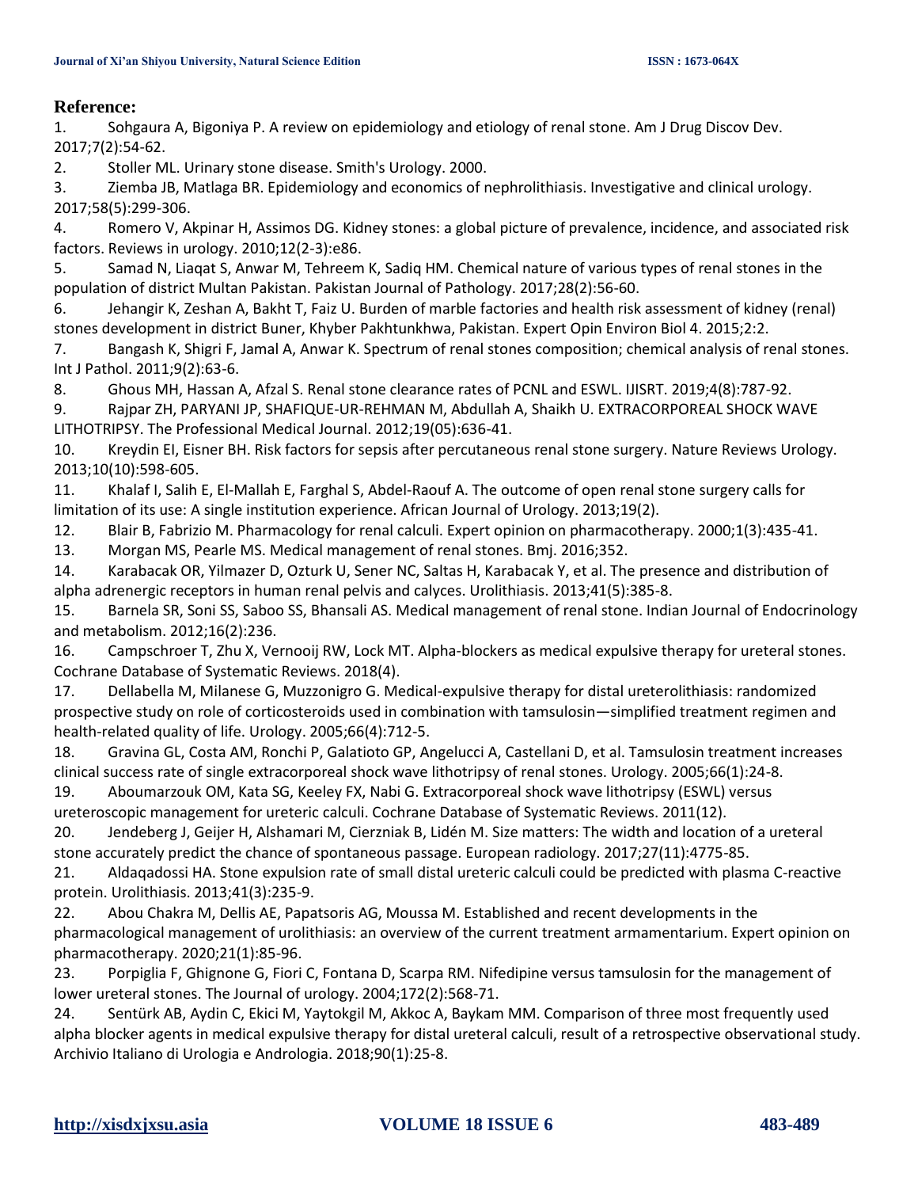## Reference:

1. Sohgaura A, Bigoniya P. A review on epidemiology and etiology of renal stone. Am J Drug Discov Dev. 2017;7(2):54-62.
2. Stoller ML. Urinary stone disease. Smith's Urology. 2000.
3. Ziemba JB, Matlaga BR. Epidemiology and economics of nephrolithiasis. Investigative and clinical urology. 2017;58(5):299-306.
4. Romero V, Akpinar H, Assimos DG. Kidney stones: a global picture of prevalence, incidence, and associated risk factors. Reviews in urology. 2010;12(2-3):e86.
5. Samad N, Liaqat S, Anwar M, Tehreem K, Sadiq HM. Chemical nature of various types of renal stones in the population of district Multan Pakistan. Pakistan Journal of Pathology. 2017;28(2):56-60.
6. Jehangir K, Zeshan A, Bakht T, Faiz U. Burden of marble factories and health risk assessment of kidney (renal) stones development in district Buner, Khyber Pakhtunkhwa, Pakistan. Expert Opin Environ Biol 4. 2015;2:2.
7. Bangash K, Shigri F, Jamal A, Anwar K. Spectrum of renal stones composition; chemical analysis of renal stones. Int J Pathol. 2011;9(2):63-6.
8. Ghous MH, Hassan A, Afzal S. Renal stone clearance rates of PCNL and ESWL. IJISRT. 2019;4(8):787-92.
9. Rajpar ZH, PARYANI JP, SHAFIQUE-UR-REHMAN M, Abdullah A, Shaikh U. EXTRACORPOREAL SHOCK WAVE LITHOTRIPSY. The Professional Medical Journal. 2012;19(05):636-41.
10. Kreydin EI, Eisner BH. Risk factors for sepsis after percutaneous renal stone surgery. Nature Reviews Urology. 2013;10(10):598-605.
11. Khalaf I, Salih E, El-Mallah E, Farghal S, Abdel-Raouf A. The outcome of open renal stone surgery calls for limitation of its use: A single institution experience. African Journal of Urology. 2013;19(2).
12. Blair B, Fabrizio M. Pharmacology for renal calculi. Expert opinion on pharmacotherapy. 2000;1(3):435-41.
13. Morgan MS, Pearle MS. Medical management of renal stones. Bmj. 2016;352.
14. Karabacak OR, Yilmazer D, Ozturk U, Sener NC, Saltas H, Karabacak Y, et al. The presence and distribution of alpha adrenergic receptors in human renal pelvis and calyces. Urolithiasis. 2013;41(5):385-8.
15. Barnela SR, Soni SS, Saboo SS, Bhansali AS. Medical management of renal stone. Indian Journal of Endocrinology and metabolism. 2012;16(2):236.
16. Campschroer T, Zhu X, Vernooij RW, Lock MT. Alpha-blockers as medical expulsive therapy for ureteral stones. Cochrane Database of Systematic Reviews. 2018(4).
17. Dellabella M, Milanese G, Muzzonigro G. Medical-expulsive therapy for distal ureterolithiasis: randomized prospective study on role of corticosteroids used in combination with tamsulosin—simplified treatment regimen and health-related quality of life. Urology. 2005;66(4):712-5.
18. Gravina GL, Costa AM, Ronchi P, Galatioto GP, Angelucci A, Castellani D, et al. Tamsulosin treatment increases clinical success rate of single extracorporeal shock wave lithotripsy of renal stones. Urology. 2005;66(1):24-8.
19. Aboumarzouk OM, Kata SG, Keeley FX, Nabi G. Extracorporeal shock wave lithotripsy (ESWL) versus ureteroscopic management for ureteric calculi. Cochrane Database of Systematic Reviews. 2011(12).
20. Jendeberg J, Geijer H, Alshamari M, Cierzniak B, Lidén M. Size matters: The width and location of a ureteral stone accurately predict the chance of spontaneous passage. European radiology. 2017;27(11):4775-85.
21. Aldaqadossi HA. Stone expulsion rate of small distal ureteric calculi could be predicted with plasma C-reactive protein. Urolithiasis. 2013;41(3):235-9.
22. Abou Chakra M, Dellis AE, Papatsoris AG, Moussa M. Established and recent developments in the pharmacological management of urolithiasis: an overview of the current treatment armamentarium. Expert opinion on pharmacotherapy. 2020;21(1):85-96.
23. Porpiglia F, Ghignone G, Fiori C, Fontana D, Scarpa RM. Nifedipine versus tamsulosin for the management of lower ureteral stones. The Journal of urology. 2004;172(2):568-71.
24. Sentürk AB, Aydin C, Ekici M, Yaytokgil M, Akkoc A, Baykam MM. Comparison of three most frequently used alpha blocker agents in medical expulsive therapy for distal ureteral calculi, result of a retrospective observational study. Archivio Italiano di Urologia e Andrologia. 2018;90(1):25-8.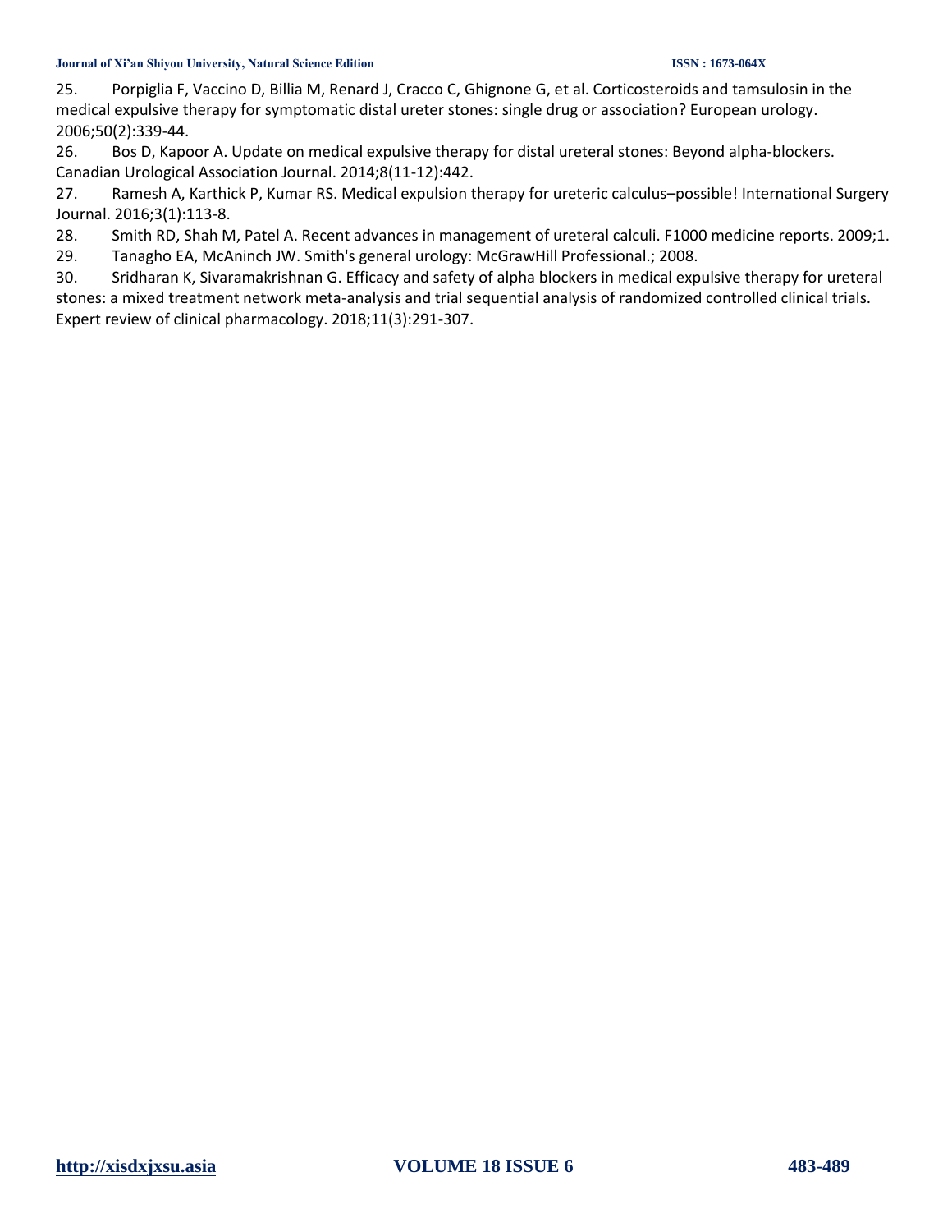25. Porpiglia F, Vaccino D, Billia M, Renard J, Cracco C, Ghignone G, et al. Corticosteroids and tamsulosin in the medical expulsive therapy for symptomatic distal ureter stones: single drug or association? European urology. 2006;50(2):339-44.

26. Bos D, Kapoor A. Update on medical expulsive therapy for distal ureteral stones: Beyond alpha-blockers. Canadian Urological Association Journal. 2014;8(11-12):442.

27. Ramesh A, Karthick P, Kumar RS. Medical expulsion therapy for ureteric calculus–possible! International Surgery Journal. 2016;3(1):113-8.

28. Smith RD, Shah M, Patel A. Recent advances in management of ureteral calculi. F1000 medicine reports. 2009;1.

29. Tanagho EA, McAninch JW. Smith's general urology: McGrawHill Professional.; 2008.

30. Sridharan K, Sivaramakrishnan G. Efficacy and safety of alpha blockers in medical expulsive therapy for ureteral stones: a mixed treatment network meta-analysis and trial sequential analysis of randomized controlled clinical trials. Expert review of clinical pharmacology. 2018;11(3):291-307.